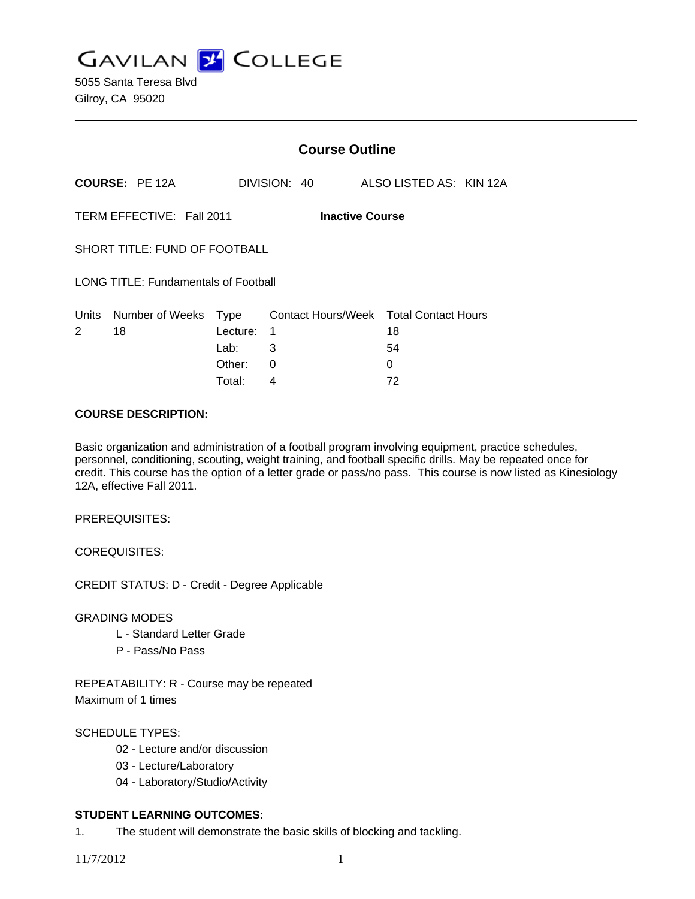# GAVILAN COLLEGE

5055 Santa Teresa Blvd
Gilroy, CA 95020

---

## Course Outline

**COURSE:** PE 12A   DIVISION: 40   ALSO LISTED AS: KIN 12A

TERM EFFECTIVE: Fall 2011   **Inactive Course**

SHORT TITLE: FUND OF FOOTBALL

LONG TITLE: Fundamentals of Football

| Units | Number of Weeks | Type | Contact Hours/Week | Total Contact Hours |
|---|---|---|---|---|
| 2 | 18 | Lecture: | 1 | 18 |
| | | Lab: | 3 | 54 |
| | | Other: | 0 | 0 |
| | | Total: | 4 | 72 |

**COURSE DESCRIPTION:**

Basic organization and administration of a football program involving equipment, practice schedules, personnel, conditioning, scouting, weight training, and football specific drills. May be repeated once for credit. This course has the option of a letter grade or pass/no pass. This course is now listed as Kinesiology 12A, effective Fall 2011.

PREREQUISITES:

COREQUISITES:

CREDIT STATUS: D - Credit - Degree Applicable

GRADING MODES
- L - Standard Letter Grade
- P - Pass/No Pass

REPEATABILITY: R - Course may be repeated
Maximum of 1 times

SCHEDULE TYPES:
- 02 - Lecture and/or discussion
- 03 - Lecture/Laboratory
- 04 - Laboratory/Studio/Activity

**STUDENT LEARNING OUTCOMES:**

1. The student will demonstrate the basic skills of blocking and tackling.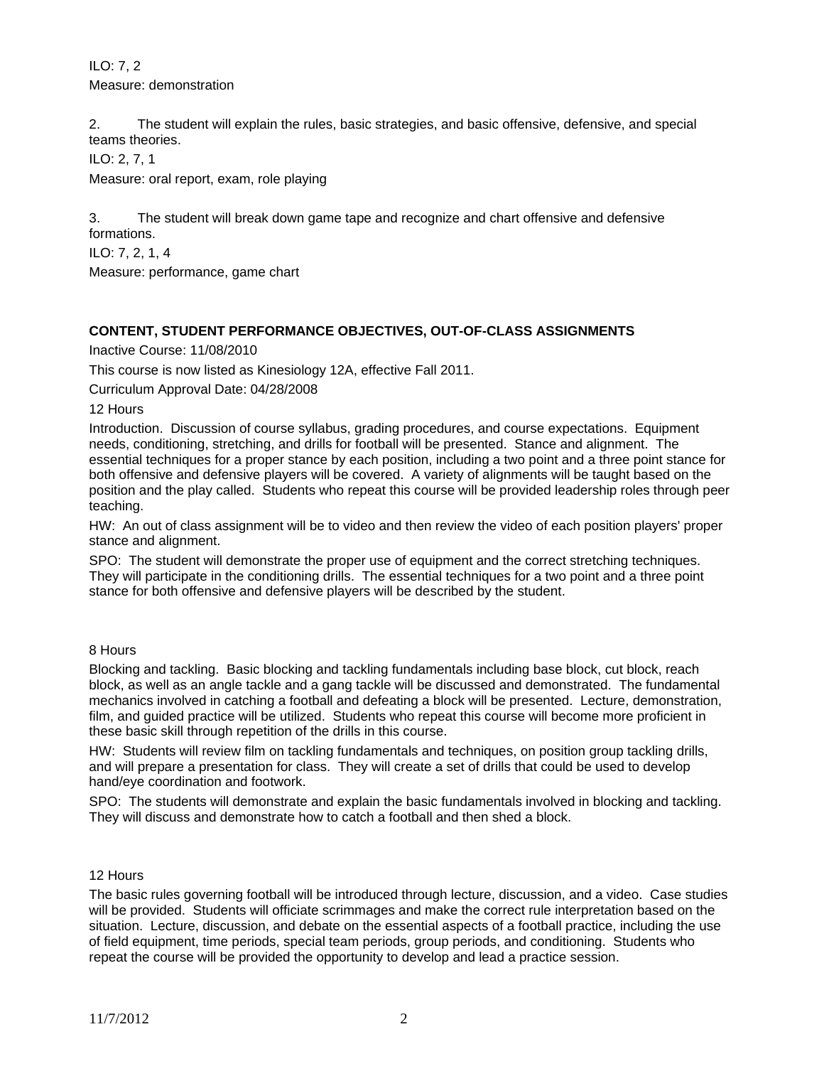ILO: 7, 2

Measure: demonstration

2. The student will explain the rules, basic strategies, and basic offensive, defensive, and special teams theories.

ILO: 2, 7, 1

Measure: oral report, exam, role playing

3. The student will break down game tape and recognize and chart offensive and defensive formations.

ILO: 7, 2, 1, 4

Measure: performance, game chart

**CONTENT, STUDENT PERFORMANCE OBJECTIVES, OUT-OF-CLASS ASSIGNMENTS**

Inactive Course: 11/08/2010

This course is now listed as Kinesiology 12A, effective Fall 2011.

Curriculum Approval Date: 04/28/2008

12 Hours

Introduction. Discussion of course syllabus, grading procedures, and course expectations. Equipment needs, conditioning, stretching, and drills for football will be presented. Stance and alignment. The essential techniques for a proper stance by each position, including a two point and a three point stance for both offensive and defensive players will be covered. A variety of alignments will be taught based on the position and the play called. Students who repeat this course will be provided leadership roles through peer teaching.

HW: An out of class assignment will be to video and then review the video of each position players' proper stance and alignment.

SPO: The student will demonstrate the proper use of equipment and the correct stretching techniques. They will participate in the conditioning drills. The essential techniques for a two point and a three point stance for both offensive and defensive players will be described by the student.

8 Hours

Blocking and tackling. Basic blocking and tackling fundamentals including base block, cut block, reach block, as well as an angle tackle and a gang tackle will be discussed and demonstrated. The fundamental mechanics involved in catching a football and defeating a block will be presented. Lecture, demonstration, film, and guided practice will be utilized. Students who repeat this course will become more proficient in these basic skill through repetition of the drills in this course.

HW: Students will review film on tackling fundamentals and techniques, on position group tackling drills, and will prepare a presentation for class. They will create a set of drills that could be used to develop hand/eye coordination and footwork.

SPO: The students will demonstrate and explain the basic fundamentals involved in blocking and tackling. They will discuss and demonstrate how to catch a football and then shed a block.

12 Hours

The basic rules governing football will be introduced through lecture, discussion, and a video. Case studies will be provided. Students will officiate scrimmages and make the correct rule interpretation based on the situation. Lecture, discussion, and debate on the essential aspects of a football practice, including the use of field equipment, time periods, special team periods, group periods, and conditioning. Students who repeat the course will be provided the opportunity to develop and lead a practice session.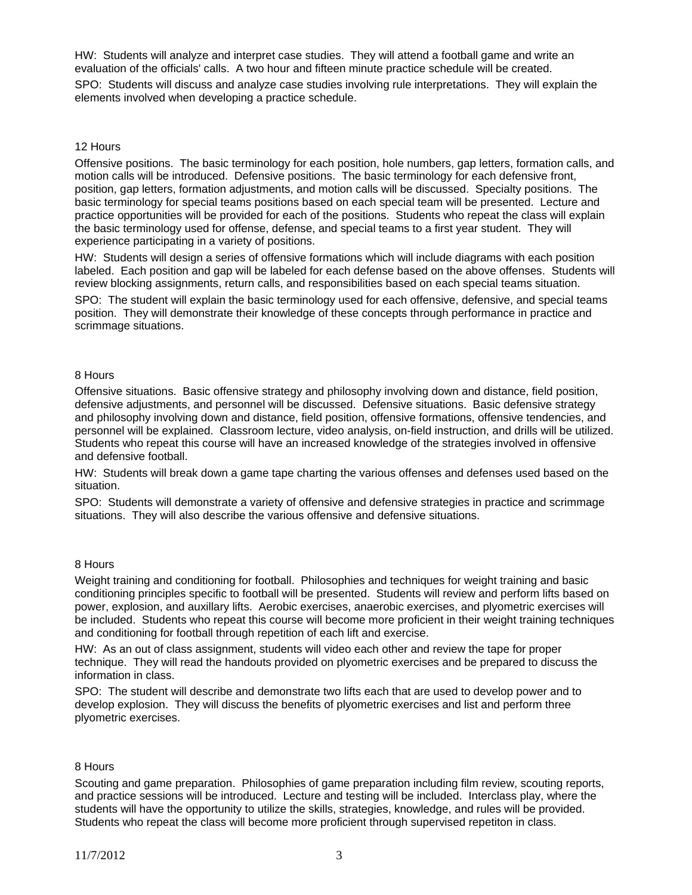HW: Students will analyze and interpret case studies. They will attend a football game and write an evaluation of the officials' calls. A two hour and fifteen minute practice schedule will be created.

SPO: Students will discuss and analyze case studies involving rule interpretations. They will explain the elements involved when developing a practice schedule.

12 Hours

Offensive positions. The basic terminology for each position, hole numbers, gap letters, formation calls, and motion calls will be introduced. Defensive positions. The basic terminology for each defensive front, position, gap letters, formation adjustments, and motion calls will be discussed. Specialty positions. The basic terminology for special teams positions based on each special team will be presented. Lecture and practice opportunities will be provided for each of the positions. Students who repeat the class will explain the basic terminology used for offense, defense, and special teams to a first year student. They will experience participating in a variety of positions.

HW: Students will design a series of offensive formations which will include diagrams with each position labeled. Each position and gap will be labeled for each defense based on the above offenses. Students will review blocking assignments, return calls, and responsibilities based on each special teams situation.

SPO: The student will explain the basic terminology used for each offensive, defensive, and special teams position. They will demonstrate their knowledge of these concepts through performance in practice and scrimmage situations.

8 Hours

Offensive situations. Basic offensive strategy and philosophy involving down and distance, field position, defensive adjustments, and personnel will be discussed. Defensive situations. Basic defensive strategy and philosophy involving down and distance, field position, offensive formations, offensive tendencies, and personnel will be explained. Classroom lecture, video analysis, on-field instruction, and drills will be utilized. Students who repeat this course will have an increased knowledge of the strategies involved in offensive and defensive football.

HW: Students will break down a game tape charting the various offenses and defenses used based on the situation.

SPO: Students will demonstrate a variety of offensive and defensive strategies in practice and scrimmage situations. They will also describe the various offensive and defensive situations.

8 Hours

Weight training and conditioning for football. Philosophies and techniques for weight training and basic conditioning principles specific to football will be presented. Students will review and perform lifts based on power, explosion, and auxillary lifts. Aerobic exercises, anaerobic exercises, and plyometric exercises will be included. Students who repeat this course will become more proficient in their weight training techniques and conditioning for football through repetition of each lift and exercise.

HW: As an out of class assignment, students will video each other and review the tape for proper technique. They will read the handouts provided on plyometric exercises and be prepared to discuss the information in class.

SPO: The student will describe and demonstrate two lifts each that are used to develop power and to develop explosion. They will discuss the benefits of plyometric exercises and list and perform three plyometric exercises.

8 Hours

Scouting and game preparation. Philosophies of game preparation including film review, scouting reports, and practice sessions will be introduced. Lecture and testing will be included. Interclass play, where the students will have the opportunity to utilize the skills, strategies, knowledge, and rules will be provided. Students who repeat the class will become more proficient through supervised repetiton in class.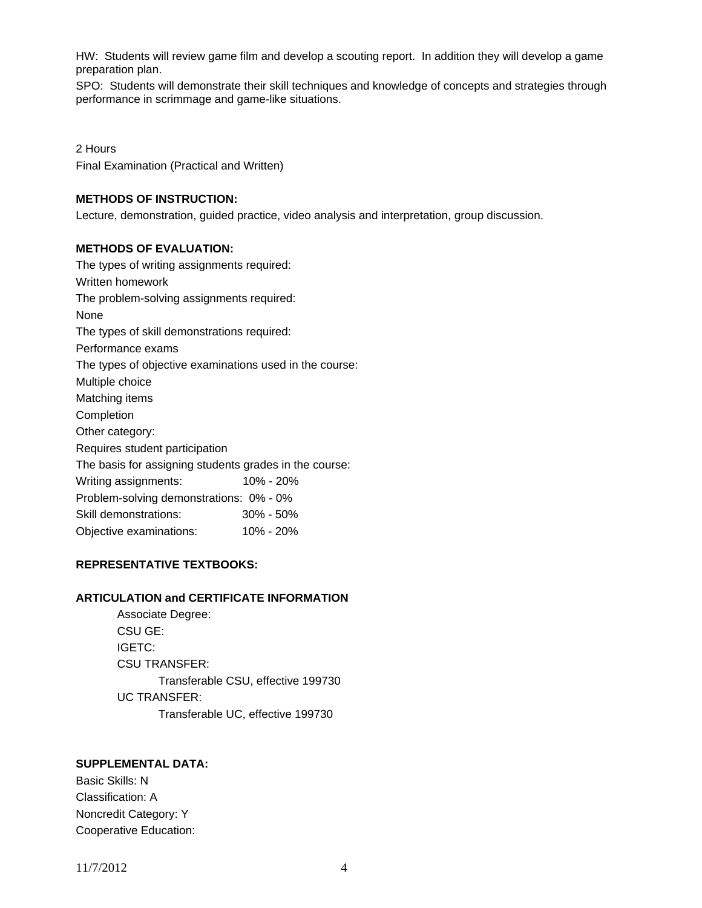HW: Students will review game film and develop a scouting report. In addition they will develop a game preparation plan.

SPO: Students will demonstrate their skill techniques and knowledge of concepts and strategies through performance in scrimmage and game-like situations.

2 Hours

Final Examination (Practical and Written)

**METHODS OF INSTRUCTION:**

Lecture, demonstration, guided practice, video analysis and interpretation, group discussion.

**METHODS OF EVALUATION:**

The types of writing assignments required:

Written homework

The problem-solving assignments required:

None

The types of skill demonstrations required:

Performance exams

The types of objective examinations used in the course:

Multiple choice

Matching items

Completion

Other category:

Requires student participation

The basis for assigning students grades in the course:

| | |
|---|---|
| Writing assignments: | 10% - 20% |
| Problem-solving demonstrations: | 0% - 0% |
| Skill demonstrations: | 30% - 50% |
| Objective examinations: | 10% - 20% |

**REPRESENTATIVE TEXTBOOKS:**

**ARTICULATION and CERTIFICATE INFORMATION**

Associate Degree:

CSU GE:

IGETC:

CSU TRANSFER:

Transferable CSU, effective 199730

UC TRANSFER:

Transferable UC, effective 199730

**SUPPLEMENTAL DATA:**

Basic Skills: N

Classification: A

Noncredit Category: Y

Cooperative Education: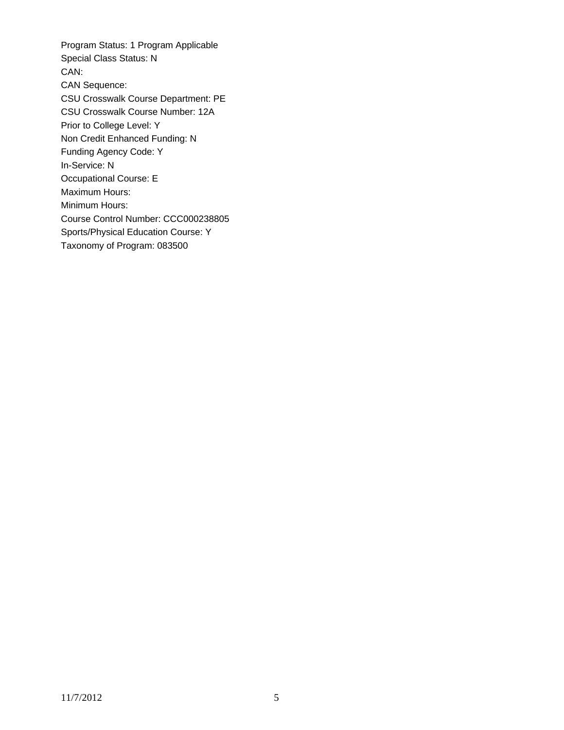Program Status: 1 Program Applicable
Special Class Status: N
CAN:
CAN Sequence:
CSU Crosswalk Course Department: PE
CSU Crosswalk Course Number: 12A
Prior to College Level: Y
Non Credit Enhanced Funding: N
Funding Agency Code: Y
In-Service: N
Occupational Course: E
Maximum Hours:
Minimum Hours:
Course Control Number: CCC000238805
Sports/Physical Education Course: Y
Taxonomy of Program: 083500